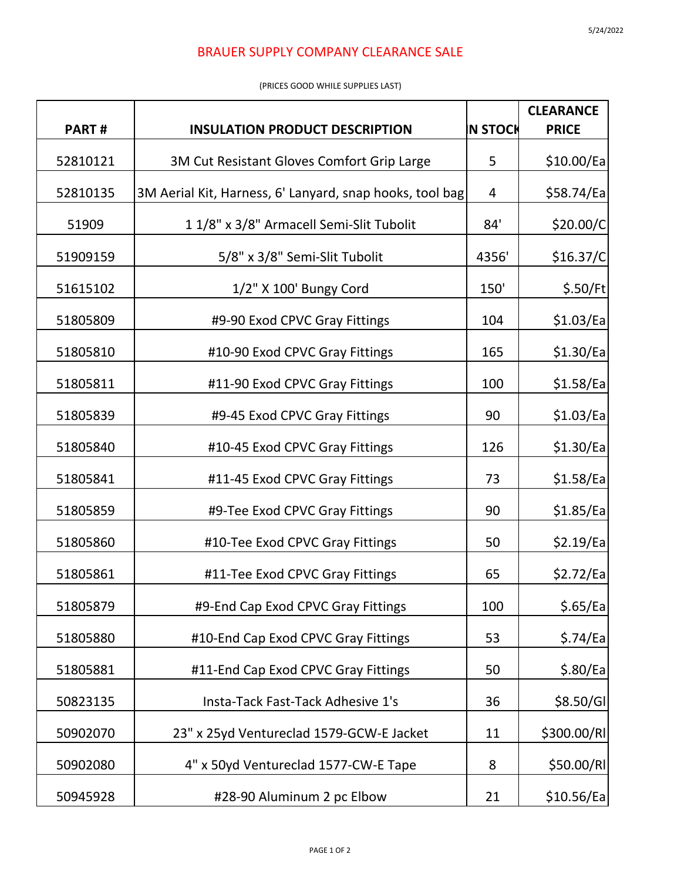5/24/2022

# BRAUER SUPPLY COMPANY CLEARANCE SALE

(PRICES GOOD WHILE SUPPLIES LAST)

| PART # | INSULATION PRODUCT DESCRIPTION | IN STOCK | CLEARANCE PRICE |
|---|---|---|---|
| 52810121 | 3M Cut Resistant Gloves Comfort Grip Large | 5 | $10.00/Ea |
| 52810135 | 3M Aerial Kit, Harness, 6' Lanyard, snap hooks, tool bag | 4 | $58.74/Ea |
| 51909 | 1 1/8" x 3/8" Armacell Semi-Slit Tubolit | 84' | $20.00/C |
| 51909159 | 5/8" x 3/8" Semi-Slit Tubolit | 4356' | $16.37/C |
| 51615102 | 1/2" X 100' Bungy Cord | 150' | $.50/Ft |
| 51805809 | #9-90 Exod CPVC Gray Fittings | 104 | $1.03/Ea |
| 51805810 | #10-90 Exod CPVC Gray Fittings | 165 | $1.30/Ea |
| 51805811 | #11-90 Exod CPVC Gray Fittings | 100 | $1.58/Ea |
| 51805839 | #9-45 Exod CPVC Gray Fittings | 90 | $1.03/Ea |
| 51805840 | #10-45 Exod CPVC Gray Fittings | 126 | $1.30/Ea |
| 51805841 | #11-45 Exod CPVC Gray Fittings | 73 | $1.58/Ea |
| 51805859 | #9-Tee Exod CPVC Gray Fittings | 90 | $1.85/Ea |
| 51805860 | #10-Tee Exod CPVC Gray Fittings | 50 | $2.19/Ea |
| 51805861 | #11-Tee Exod CPVC Gray Fittings | 65 | $2.72/Ea |
| 51805879 | #9-End Cap Exod CPVC Gray Fittings | 100 | $.65/Ea |
| 51805880 | #10-End Cap Exod CPVC Gray Fittings | 53 | $.74/Ea |
| 51805881 | #11-End Cap Exod CPVC Gray Fittings | 50 | $.80/Ea |
| 50823135 | Insta-Tack Fast-Tack Adhesive 1's | 36 | $8.50/Gl |
| 50902070 | 23" x 25yd Ventureclad 1579-GCW-E Jacket | 11 | $300.00/Rl |
| 50902080 | 4" x 50yd Ventureclad 1577-CW-E Tape | 8 | $50.00/Rl |
| 50945928 | #28-90 Aluminum 2 pc Elbow | 21 | $10.56/Ea |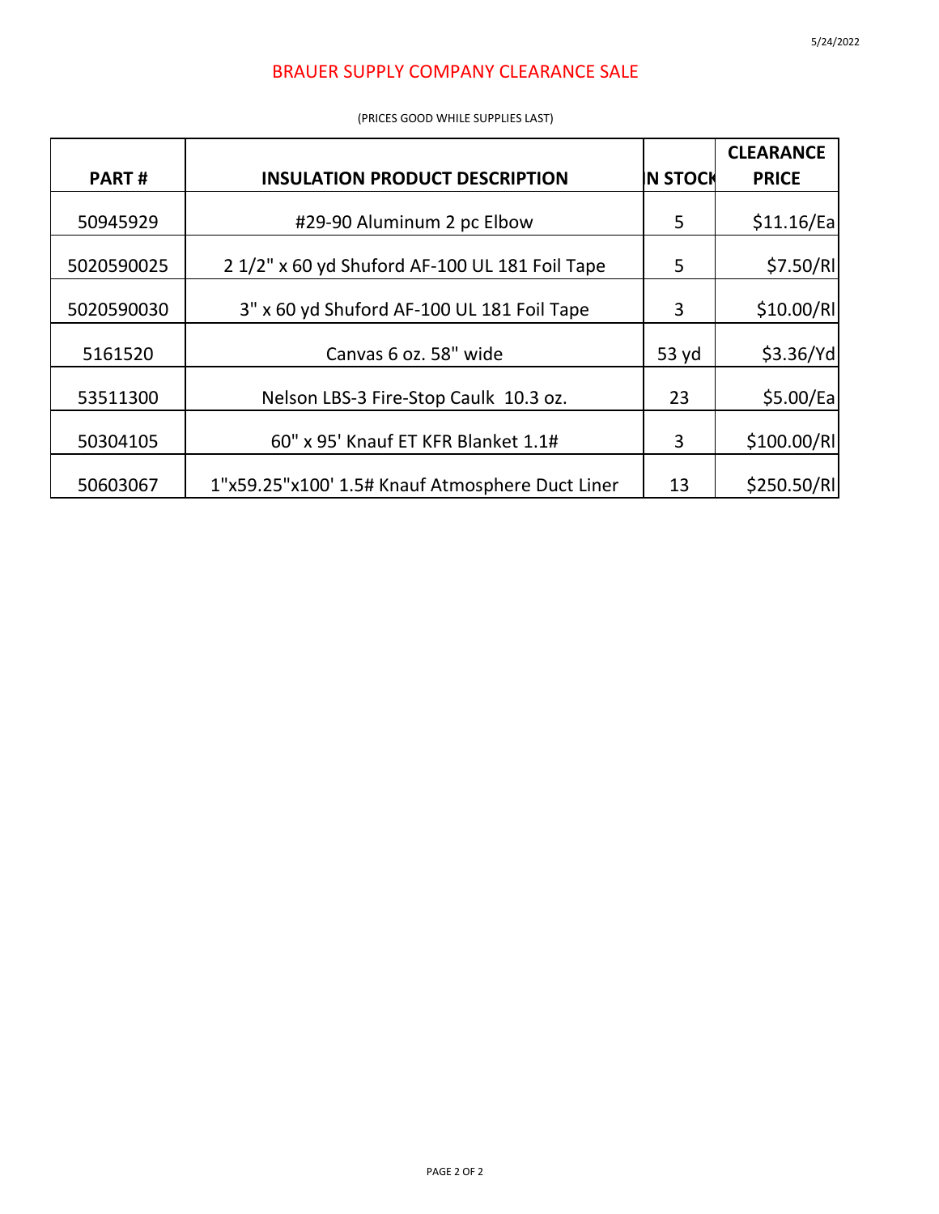5/24/2022

# BRAUER SUPPLY COMPANY CLEARANCE SALE

(PRICES GOOD WHILE SUPPLIES LAST)

| PART # | INSULATION PRODUCT DESCRIPTION | IN STOCK | CLEARANCE PRICE |
|---|---|---|---|
| 50945929 | #29-90 Aluminum 2 pc Elbow | 5 | $11.16/Ea |
| 5020590025 | 2 1/2" x 60 yd Shuford AF-100 UL 181 Foil Tape | 5 | $7.50/Rl |
| 5020590030 | 3" x 60 yd Shuford AF-100 UL 181 Foil Tape | 3 | $10.00/Rl |
| 5161520 | Canvas 6 oz. 58" wide | 53 yd | $3.36/Yd |
| 53511300 | Nelson LBS-3 Fire-Stop Caulk 10.3 oz. | 23 | $5.00/Ea |
| 50304105 | 60" x 95' Knauf ET KFR Blanket 1.1# | 3 | $100.00/Rl |
| 50603067 | 1"x59.25"x100' 1.5# Knauf Atmosphere Duct Liner | 13 | $250.50/Rl |